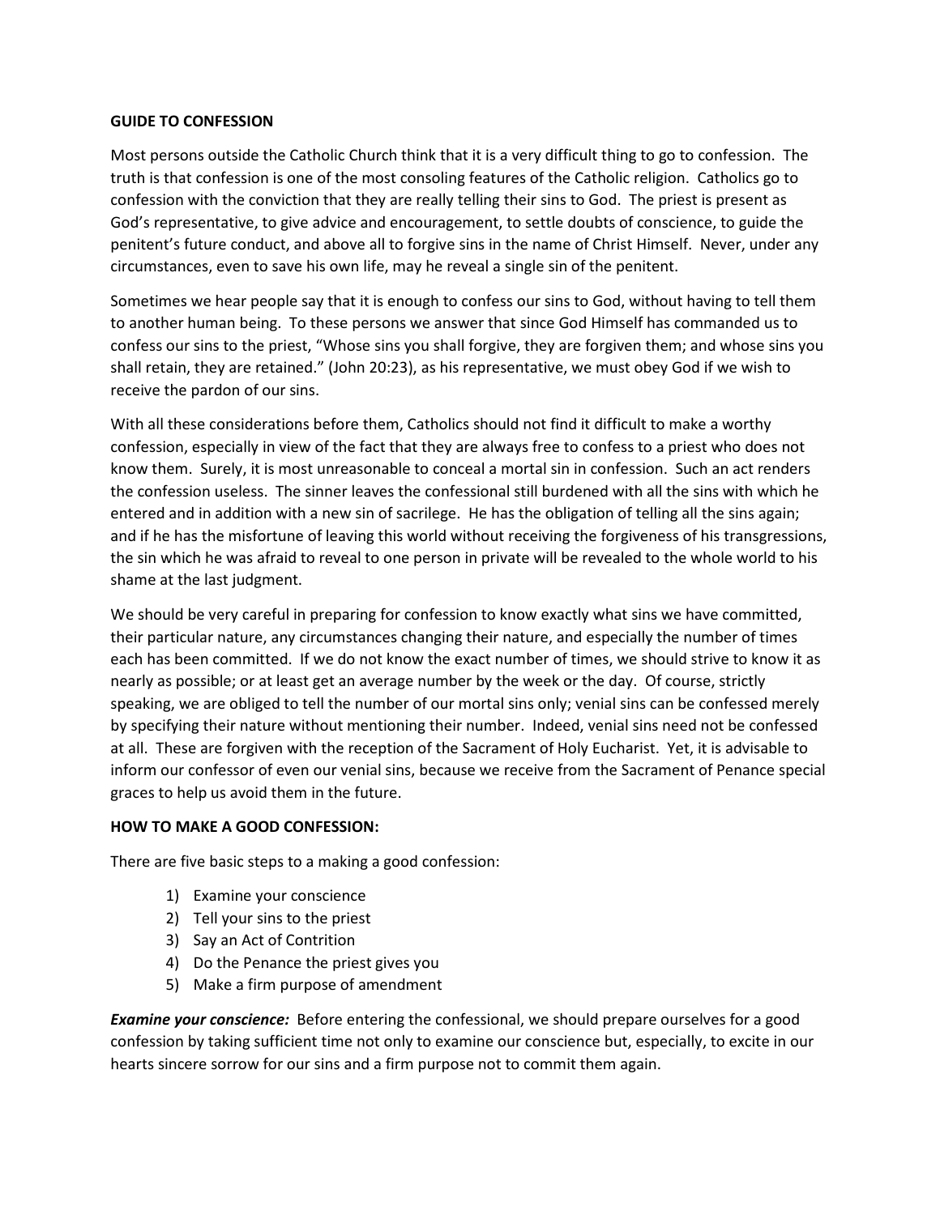**GUIDE TO CONFESSION**

Most persons outside the Catholic Church think that it is a very difficult thing to go to confession. The truth is that confession is one of the most consoling features of the Catholic religion. Catholics go to confession with the conviction that they are really telling their sins to God. The priest is present as God's representative, to give advice and encouragement, to settle doubts of conscience, to guide the penitent's future conduct, and above all to forgive sins in the name of Christ Himself. Never, under any circumstances, even to save his own life, may he reveal a single sin of the penitent.

Sometimes we hear people say that it is enough to confess our sins to God, without having to tell them to another human being. To these persons we answer that since God Himself has commanded us to confess our sins to the priest, "Whose sins you shall forgive, they are forgiven them; and whose sins you shall retain, they are retained." (John 20:23), as his representative, we must obey God if we wish to receive the pardon of our sins.

With all these considerations before them, Catholics should not find it difficult to make a worthy confession, especially in view of the fact that they are always free to confess to a priest who does not know them. Surely, it is most unreasonable to conceal a mortal sin in confession. Such an act renders the confession useless. The sinner leaves the confessional still burdened with all the sins with which he entered and in addition with a new sin of sacrilege. He has the obligation of telling all the sins again; and if he has the misfortune of leaving this world without receiving the forgiveness of his transgressions, the sin which he was afraid to reveal to one person in private will be revealed to the whole world to his shame at the last judgment.

We should be very careful in preparing for confession to know exactly what sins we have committed, their particular nature, any circumstances changing their nature, and especially the number of times each has been committed. If we do not know the exact number of times, we should strive to know it as nearly as possible; or at least get an average number by the week or the day. Of course, strictly speaking, we are obliged to tell the number of our mortal sins only; venial sins can be confessed merely by specifying their nature without mentioning their number. Indeed, venial sins need not be confessed at all. These are forgiven with the reception of the Sacrament of Holy Eucharist. Yet, it is advisable to inform our confessor of even our venial sins, because we receive from the Sacrament of Penance special graces to help us avoid them in the future.

**HOW TO MAKE A GOOD CONFESSION:**

There are five basic steps to a making a good confession:

1) Examine your conscience
2) Tell your sins to the priest
3) Say an Act of Contrition
4) Do the Penance the priest gives you
5) Make a firm purpose of amendment

***Examine your conscience:*** Before entering the confessional, we should prepare ourselves for a good confession by taking sufficient time not only to examine our conscience but, especially, to excite in our hearts sincere sorrow for our sins and a firm purpose not to commit them again.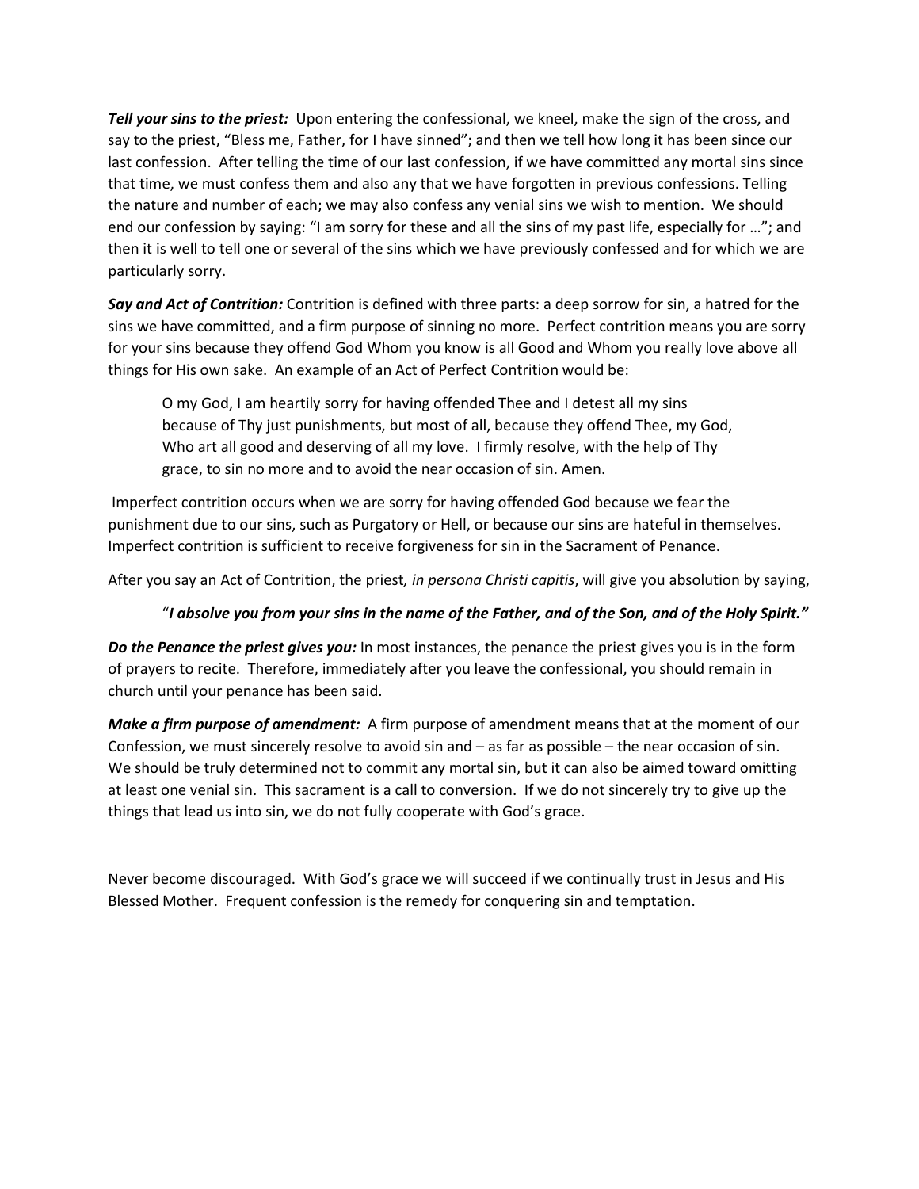***Tell your sins to the priest:*** Upon entering the confessional, we kneel, make the sign of the cross, and say to the priest, "Bless me, Father, for I have sinned"; and then we tell how long it has been since our last confession. After telling the time of our last confession, if we have committed any mortal sins since that time, we must confess them and also any that we have forgotten in previous confessions. Telling the nature and number of each; we may also confess any venial sins we wish to mention. We should end our confession by saying: "I am sorry for these and all the sins of my past life, especially for …"; and then it is well to tell one or several of the sins which we have previously confessed and for which we are particularly sorry.

***Say and Act of Contrition:*** Contrition is defined with three parts: a deep sorrow for sin, a hatred for the sins we have committed, and a firm purpose of sinning no more. Perfect contrition means you are sorry for your sins because they offend God Whom you know is all Good and Whom you really love above all things for His own sake. An example of an Act of Perfect Contrition would be:

> O my God, I am heartily sorry for having offended Thee and I detest all my sins because of Thy just punishments, but most of all, because they offend Thee, my God, Who art all good and deserving of all my love. I firmly resolve, with the help of Thy grace, to sin no more and to avoid the near occasion of sin. Amen.

Imperfect contrition occurs when we are sorry for having offended God because we fear the punishment due to our sins, such as Purgatory or Hell, or because our sins are hateful in themselves. Imperfect contrition is sufficient to receive forgiveness for sin in the Sacrament of Penance.

After you say an Act of Contrition, the priest*, in persona Christi capitis*, will give you absolution by saying,

> "***I absolve you from your sins in the name of the Father, and of the Son, and of the Holy Spirit."***

***Do the Penance the priest gives you:*** In most instances, the penance the priest gives you is in the form of prayers to recite. Therefore, immediately after you leave the confessional, you should remain in church until your penance has been said.

***Make a firm purpose of amendment:*** A firm purpose of amendment means that at the moment of our Confession, we must sincerely resolve to avoid sin and – as far as possible – the near occasion of sin. We should be truly determined not to commit any mortal sin, but it can also be aimed toward omitting at least one venial sin. This sacrament is a call to conversion. If we do not sincerely try to give up the things that lead us into sin, we do not fully cooperate with God's grace.

Never become discouraged. With God's grace we will succeed if we continually trust in Jesus and His Blessed Mother. Frequent confession is the remedy for conquering sin and temptation.